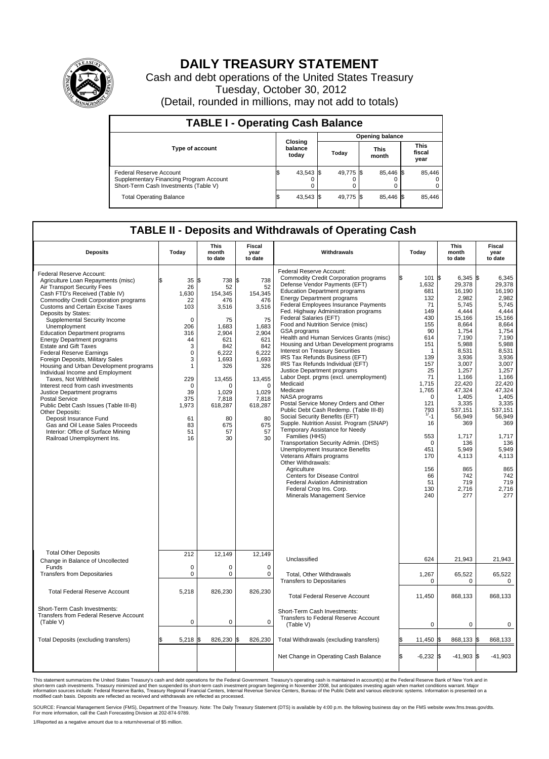# DAILY TREASURY STATEMENT

Cash and debt operations of the United States Treasury

Tuesday, October 30, 2012

(Detail, rounded in millions, may not add to totals)

## TABLE I - Operating Cash Balance

| Type of account | Closing balance today | Opening balance Today | Opening balance This month | Opening balance This fiscal year |
|---|---|---|---|---|
| Federal Reserve Account | $ 43,543 | $ 49,775 | $ 85,446 | $ 85,446 |
| Supplementary Financing Program Account | 0 | 0 | 0 | 0 |
| Short-Term Cash Investments (Table V) | 0 | 0 | 0 | 0 |
| Total Operating Balance | $ 43,543 | $ 49,775 | $ 85,446 | $ 85,446 |

## TABLE II - Deposits and Withdrawals of Operating Cash

| Deposits | Today | This month to date | Fiscal year to date |
|---|---|---|---|
| Federal Reserve Account: | | | |
| Agriculture Loan Repayments (misc) | $ 35 | $ 738 | $ 738 |
| Air Transport Security Fees | 26 | 52 | 52 |
| Cash FTD's Received (Table IV) | 1,630 | 154,345 | 154,345 |
| Commodity Credit Corporation programs | 22 | 476 | 476 |
| Customs and Certain Excise Taxes | 103 | 3,516 | 3,516 |
| Deposits by States: | | | |
| Supplemental Security Income | 0 | 75 | 75 |
| Unemployment | 206 | 1,683 | 1,683 |
| Education Department programs | 316 | 2,904 | 2,904 |
| Energy Department programs | 44 | 621 | 621 |
| Estate and Gift Taxes | 3 | 842 | 842 |
| Federal Reserve Earnings | 0 | 6,222 | 6,222 |
| Foreign Deposits, Military Sales | 3 | 1,693 | 1,693 |
| Housing and Urban Development programs | 1 | 326 | 326 |
| Individual Income and Employment Taxes, Not Withheld | 229 | 13,455 | 13,455 |
| Interest recd from cash investments | 0 | 0 | 0 |
| Justice Department programs | 39 | 1,029 | 1,029 |
| Postal Service | 375 | 7,818 | 7,818 |
| Public Debt Cash Issues (Table III-B) | 1,973 | 618,287 | 618,287 |
| Other Deposits: | | | |
| Deposit Insurance Fund | 61 | 80 | 80 |
| Gas and Oil Lease Sales Proceeds | 83 | 675 | 675 |
| Interior: Office of Surface Mining | 51 | 57 | 57 |
| Railroad Unemployment Ins. | 16 | 30 | 30 |
| Total Other Deposits | 212 | 12,149 | 12,149 |
| Change in Balance of Uncollected Funds | 0 | 0 | 0 |
| Transfers from Depositaries | 0 | 0 | 0 |
| Total Federal Reserve Account | 5,218 | 826,230 | 826,230 |
| Short-Term Cash Investments: Transfers from Federal Reserve Account (Table V) | 0 | 0 | 0 |
| Total Deposits (excluding transfers) | $ 5,218 | $ 826,230 | $ 826,230 |

| Withdrawals | Today | This month to date | Fiscal year to date |
|---|---|---|---|
| Federal Reserve Account: | | | |
| Commodity Credit Corporation programs | $ 101 | $ 6,345 | $ 6,345 |
| Defense Vendor Payments (EFT) | 1,632 | 29,378 | 29,378 |
| Education Department programs | 681 | 16,190 | 16,190 |
| Energy Department programs | 132 | 2,982 | 2,982 |
| Federal Employees Insurance Payments | 71 | 5,745 | 5,745 |
| Fed. Highway Administration programs | 149 | 4,444 | 4,444 |
| Federal Salaries (EFT) | 430 | 15,166 | 15,166 |
| Food and Nutrition Service (misc) | 155 | 8,664 | 8,664 |
| GSA programs | 90 | 1,754 | 1,754 |
| Health and Human Services Grants (misc) | 614 | 7,190 | 7,190 |
| Housing and Urban Development programs | 151 | 5,988 | 5,988 |
| Interest on Treasury Securities | 1 | 8,531 | 8,531 |
| IRS Tax Refunds Business (EFT) | 139 | 3,936 | 3,936 |
| IRS Tax Refunds Individual (EFT) | 157 | 3,007 | 3,007 |
| Justice Department programs | 25 | 1,257 | 1,257 |
| Labor Dept. prgms (excl. unemployment) | 71 | 1,166 | 1,166 |
| Medicaid | 1,715 | 22,420 | 22,420 |
| Medicare | 1,765 | 47,324 | 47,324 |
| NASA programs | 0 | 1,405 | 1,405 |
| Postal Service Money Orders and Other | 121 | 3,335 | 3,335 |
| Public Debt Cash Redemp. (Table III-B) | 793 | 537,151 | 537,151 |
| Social Security Benefits (EFT) | [1]-1 | 56,949 | 56,949 |
| Supple. Nutrition Assist. Program (SNAP) | 16 | 369 | 369 |
| Temporary Assistance for Needy Families (HHS) | 553 | 1,717 | 1,717 |
| Transportation Security Admin. (DHS) | 0 | 136 | 136 |
| Unemployment Insurance Benefits | 451 | 5,949 | 5,949 |
| Veterans Affairs programs | 170 | 4,113 | 4,113 |
| Other Withdrawals: | | | |
| Agriculture | 156 | 865 | 865 |
| Centers for Disease Control | 66 | 742 | 742 |
| Federal Aviation Administration | 51 | 719 | 719 |
| Federal Crop Ins. Corp. | 130 | 2,716 | 2,716 |
| Minerals Management Service | 240 | 277 | 277 |
| Unclassified | 624 | 21,943 | 21,943 |
| Total, Other Withdrawals | 1,267 | 65,522 | 65,522 |
| Transfers to Depositaries | 0 | 0 | 0 |
| Total Federal Reserve Account | 11,450 | 868,133 | 868,133 |
| Short-Term Cash Investments: Transfers to Federal Reserve Account (Table V) | 0 | 0 | 0 |
| Total Withdrawals (excluding transfers) | $ 11,450 | $ 868,133 | $ 868,133 |
| Net Change in Operating Cash Balance | $ -6,232 | $ -41,903 | $ -41,903 |

This statement summarizes the United States Treasury's cash and debt operations for the Federal Government. Treasury's operating cash is maintained in account(s) at the Federal Reserve Bank of New York and in short-term cash investments. Treasury minimized and then suspended its short-term cash investment program beginning in November 2008, but anticipates investing again when market conditions warrant. Major information sources include: Federal Reserve Banks, Treasury Regional Financial Centers, Internal Revenue Service Centers, Bureau of the Public Debt and various electronic systems. Information is presented on a modified cash basis. Deposits are reflected as received and withdrawals are reflected as processed.

SOURCE: Financial Management Service (FMS), Department of the Treasury. Note: The Daily Treasury Statement (DTS) is available by 4:00 p.m. the following business day on the FMS website www.fms.treas.gov/dts. For more information, call the Cash Forecasting Division at 202-874-9789.

1/Reported as a negative amount due to a return/reversal of $5 million.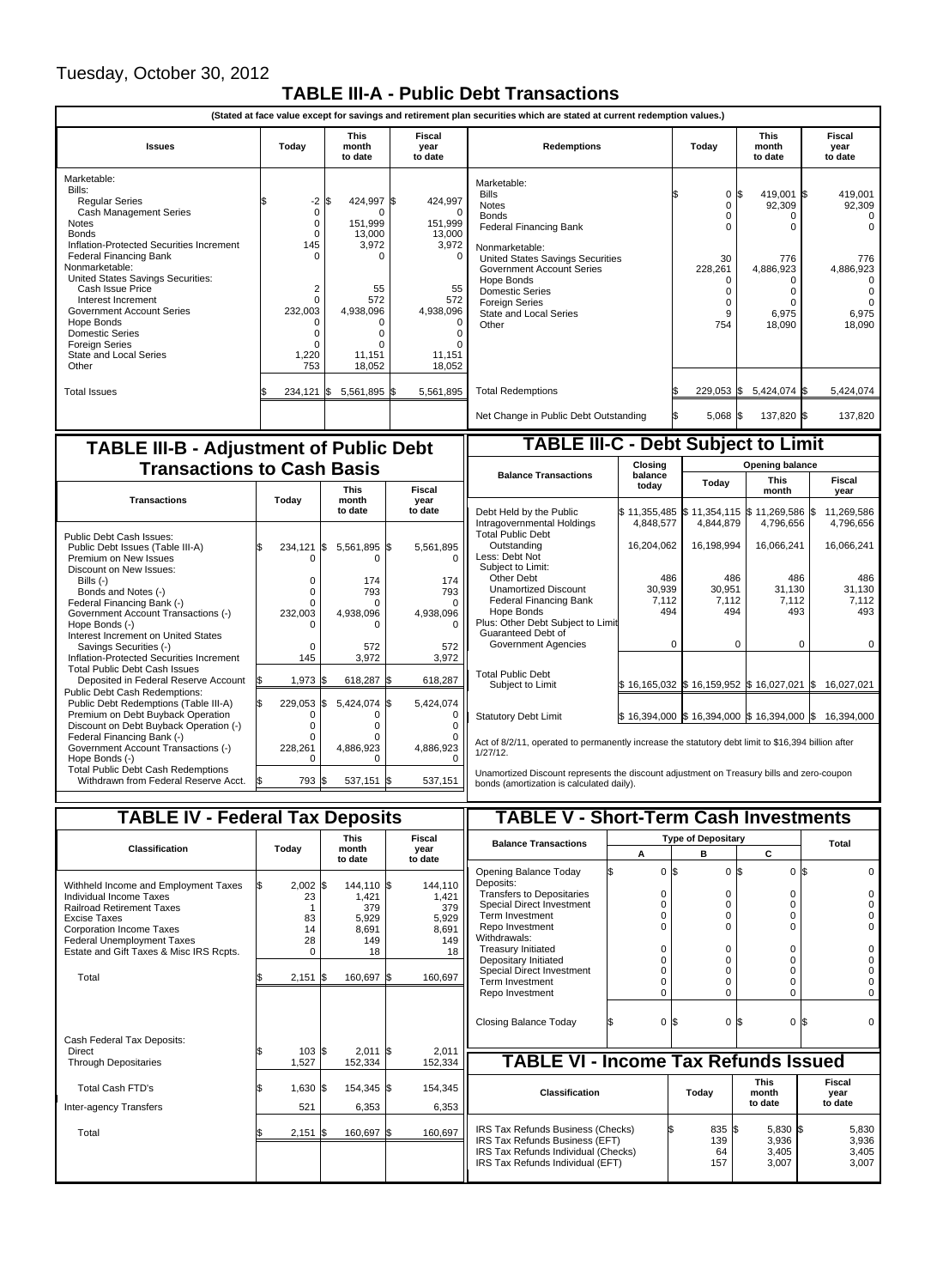Tuesday, October 30, 2012

# TABLE III-A - Public Debt Transactions

(Stated at face value except for savings and retirement plan securities which are stated at current redemption values.)

| Issues | Today | This month to date | Fiscal year to date |
|---|---|---|---|
| Marketable: | | | |
| Bills: | | | |
| Regular Series | $ -2 | $ 424,997 | $ 424,997 |
| Cash Management Series | 0 | 0 | 0 |
| Notes | 0 | 151,999 | 151,999 |
| Bonds | 0 | 13,000 | 13,000 |
| Inflation-Protected Securities Increment | 145 | 3,972 | 3,972 |
| Federal Financing Bank | 0 | 0 | 0 |
| Nonmarketable: | | | |
| United States Savings Securities: | | | |
| Cash Issue Price | 2 | 55 | 55 |
| Interest Increment | 0 | 572 | 572 |
| Government Account Series | 232,003 | 4,938,096 | 4,938,096 |
| Hope Bonds | 0 | 0 | 0 |
| Domestic Series | 0 | 0 | 0 |
| Foreign Series | 0 | 0 | 0 |
| State and Local Series | 1,220 | 11,151 | 11,151 |
| Other | 753 | 18,052 | 18,052 |
| Total Issues | $ 234,121 | $ 5,561,895 | $ 5,561,895 |

| Redemptions | Today | This month to date | Fiscal year to date |
|---|---|---|---|
| Marketable: | | | |
| Bills | $ 0 | $ 419,001 | $ 419,001 |
| Notes | 0 | 92,309 | 92,309 |
| Bonds | 0 | 0 | 0 |
| Federal Financing Bank | 0 | 0 | 0 |
| Nonmarketable: | | | |
| United States Savings Securities | 30 | 776 | 776 |
| Government Account Series | 228,261 | 4,886,923 | 4,886,923 |
| Hope Bonds | 0 | 0 | 0 |
| Domestic Series | 0 | 0 | 0 |
| Foreign Series | 0 | 0 | 0 |
| State and Local Series | 9 | 6,975 | 6,975 |
| Other | 754 | 18,090 | 18,090 |
| Total Redemptions | $ 229,053 | $ 5,424,074 | $ 5,424,074 |
| Net Change in Public Debt Outstanding | $ 5,068 | $ 137,820 | $ 137,820 |

# TABLE III-B - Adjustment of Public Debt Transactions to Cash Basis

| Transactions | Today | This month to date | Fiscal year to date |
|---|---|---|---|
| Public Debt Cash Issues: | | | |
| Public Debt Issues (Table III-A) | $ 234,121 | $ 5,561,895 | $ 5,561,895 |
| Premium on New Issues | 0 | 0 | 0 |
| Discount on New Issues: | | | |
| Bills (-) | 0 | 174 | 174 |
| Bonds and Notes (-) | 0 | 793 | 793 |
| Federal Financing Bank (-) | 0 | 0 | 0 |
| Government Account Transactions (-) | 232,003 | 4,938,096 | 4,938,096 |
| Hope Bonds (-) | 0 | 0 | 0 |
| Interest Increment on United States Savings Securities (-) | 0 | 572 | 572 |
| Inflation-Protected Securities Increment | 145 | 3,972 | 3,972 |
| Total Public Debt Cash Issues Deposited in Federal Reserve Account | $ 1,973 | $ 618,287 | $ 618,287 |
| Public Debt Cash Redemptions: | | | |
| Public Debt Redemptions (Table III-A) | $ 229,053 | $ 5,424,074 | $ 5,424,074 |
| Premium on Debt Buyback Operation | 0 | 0 | 0 |
| Discount on Debt Buyback Operation (-) | 0 | 0 | 0 |
| Federal Financing Bank (-) | 0 | 0 | 0 |
| Government Account Transactions (-) | 228,261 | 4,886,923 | 4,886,923 |
| Hope Bonds (-) | 0 | 0 | 0 |
| Total Public Debt Cash Redemptions Withdrawn from Federal Reserve Acct. | $ 793 | $ 537,151 | $ 537,151 |

# TABLE III-C - Debt Subject to Limit

| Balance Transactions | Closing balance today | Opening balance Today | Opening balance This month | Opening balance Fiscal year |
|---|---|---|---|---|
| Debt Held by the Public | $ 11,355,485 | $ 11,354,115 | $ 11,269,586 | $ 11,269,586 |
| Intragovernmental Holdings | 4,848,577 | 4,844,879 | 4,796,656 | 4,796,656 |
| Total Public Debt Outstanding | 16,204,062 | 16,198,994 | 16,066,241 | 16,066,241 |
| Less: Debt Not Subject to Limit: | | | | |
| Other Debt | 486 | 486 | 486 | 486 |
| Unamortized Discount | 30,939 | 30,951 | 31,130 | 31,130 |
| Federal Financing Bank | 7,112 | 7,112 | 7,112 | 7,112 |
| Hope Bonds | 494 | 494 | 493 | 493 |
| Plus: Other Debt Subject to Limit | | | | |
| Guaranteed Debt of Government Agencies | 0 | 0 | 0 | 0 |
| Total Public Debt Subject to Limit | $ 16,165,032 | $ 16,159,952 | $ 16,027,021 | $ 16,027,021 |
| Statutory Debt Limit | $ 16,394,000 | $ 16,394,000 | $ 16,394,000 | $ 16,394,000 |

Act of 8/2/11, operated to permanently increase the statutory debt limit to $16,394 billion after 1/27/12.

Unamortized Discount represents the discount adjustment on Treasury bills and zero-coupon bonds (amortization is calculated daily).

# TABLE IV - Federal Tax Deposits

| Classification | Today | This month to date | Fiscal year to date |
|---|---|---|---|
| Withheld Income and Employment Taxes | $ 2,002 | $ 144,110 | $ 144,110 |
| Individual Income Taxes | 23 | 1,421 | 1,421 |
| Railroad Retirement Taxes | 1 | 379 | 379 |
| Excise Taxes | 83 | 5,929 | 5,929 |
| Corporation Income Taxes | 14 | 8,691 | 8,691 |
| Federal Unemployment Taxes | 28 | 149 | 149 |
| Estate and Gift Taxes & Misc IRS Rcpts. | 0 | 18 | 18 |
| Total | $ 2,151 | $ 160,697 | $ 160,697 |
| Cash Federal Tax Deposits: | | | |
| Direct | $ 103 | $ 2,011 | $ 2,011 |
| Through Depositaries | 1,527 | 152,334 | 152,334 |
| Total Cash FTD's | $ 1,630 | $ 154,345 | $ 154,345 |
| Inter-agency Transfers | 521 | 6,353 | 6,353 |
| Total | $ 2,151 | $ 160,697 | $ 160,697 |

# TABLE V - Short-Term Cash Investments

| Balance Transactions | Type of Depositary A | Type of Depositary B | Type of Depositary C | Total |
|---|---|---|---|---|
| Opening Balance Today | $ 0 | $ 0 | $ 0 | $ 0 |
| Deposits: | | | | |
| Transfers to Depositaries | 0 | 0 | 0 | 0 |
| Special Direct Investment | 0 | 0 | 0 | 0 |
| Term Investment | 0 | 0 | 0 | 0 |
| Repo Investment | 0 | 0 | 0 | 0 |
| Withdrawals: | | | | |
| Treasury Initiated | 0 | 0 | 0 | 0 |
| Depositary Initiated | 0 | 0 | 0 | 0 |
| Special Direct Investment | 0 | 0 | 0 | 0 |
| Term Investment | 0 | 0 | 0 | 0 |
| Repo Investment | 0 | 0 | 0 | 0 |
| Closing Balance Today | $ 0 | $ 0 | $ 0 | $ 0 |

# TABLE VI - Income Tax Refunds Issued

| Classification | Today | This month to date | Fiscal year to date |
|---|---|---|---|
| IRS Tax Refunds Business (Checks) | $ 835 | $ 5,830 | $ 5,830 |
| IRS Tax Refunds Business (EFT) | 139 | 3,936 | 3,936 |
| IRS Tax Refunds Individual (Checks) | 64 | 3,405 | 3,405 |
| IRS Tax Refunds Individual (EFT) | 157 | 3,007 | 3,007 |